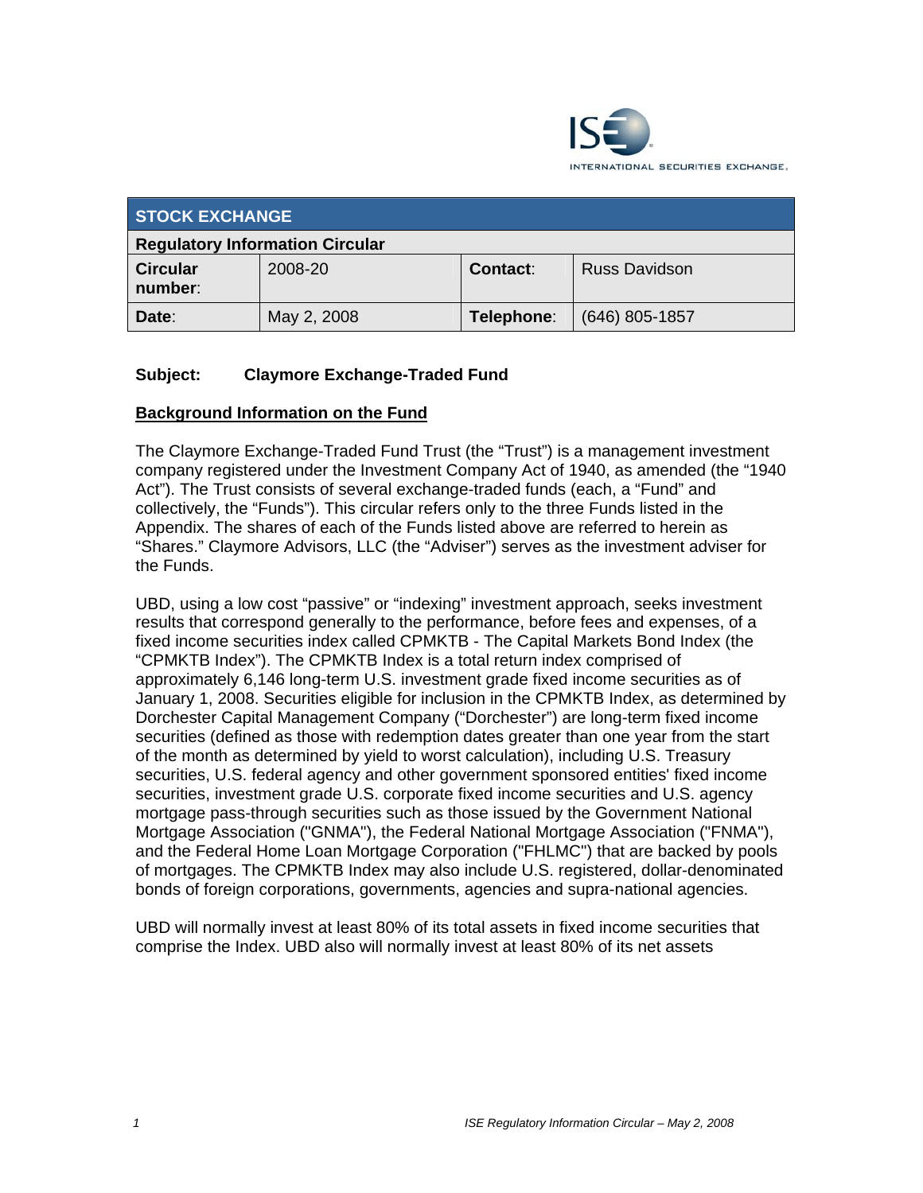INTERNATIONAL SECURITIES EXCHANGE.

| STOCK EXCHANGE | | | |
|---|---|---|---|
| **Regulatory Information Circular** | | | |
| **Circular number**: | 2008-20 | **Contact**: | Russ Davidson |
| **Date**: | May 2, 2008 | **Telephone**: | (646) 805-1857 |

**Subject: Claymore Exchange-Traded Fund**

**Background Information on the Fund**

The Claymore Exchange-Traded Fund Trust (the "Trust") is a management investment company registered under the Investment Company Act of 1940, as amended (the "1940 Act"). The Trust consists of several exchange-traded funds (each, a "Fund" and collectively, the "Funds"). This circular refers only to the three Funds listed in the Appendix. The shares of each of the Funds listed above are referred to herein as "Shares." Claymore Advisors, LLC (the "Adviser") serves as the investment adviser for the Funds.

UBD, using a low cost "passive" or "indexing" investment approach, seeks investment results that correspond generally to the performance, before fees and expenses, of a fixed income securities index called CPMKTB - The Capital Markets Bond Index (the "CPMKTB Index"). The CPMKTB Index is a total return index comprised of approximately 6,146 long-term U.S. investment grade fixed income securities as of January 1, 2008. Securities eligible for inclusion in the CPMKTB Index, as determined by Dorchester Capital Management Company ("Dorchester") are long-term fixed income securities (defined as those with redemption dates greater than one year from the start of the month as determined by yield to worst calculation), including U.S. Treasury securities, U.S. federal agency and other government sponsored entities' fixed income securities, investment grade U.S. corporate fixed income securities and U.S. agency mortgage pass-through securities such as those issued by the Government National Mortgage Association ("GNMA"), the Federal National Mortgage Association ("FNMA"), and the Federal Home Loan Mortgage Corporation ("FHLMC") that are backed by pools of mortgages. The CPMKTB Index may also include U.S. registered, dollar-denominated bonds of foreign corporations, governments, agencies and supra-national agencies.

UBD will normally invest at least 80% of its total assets in fixed income securities that comprise the Index. UBD also will normally invest at least 80% of its net assets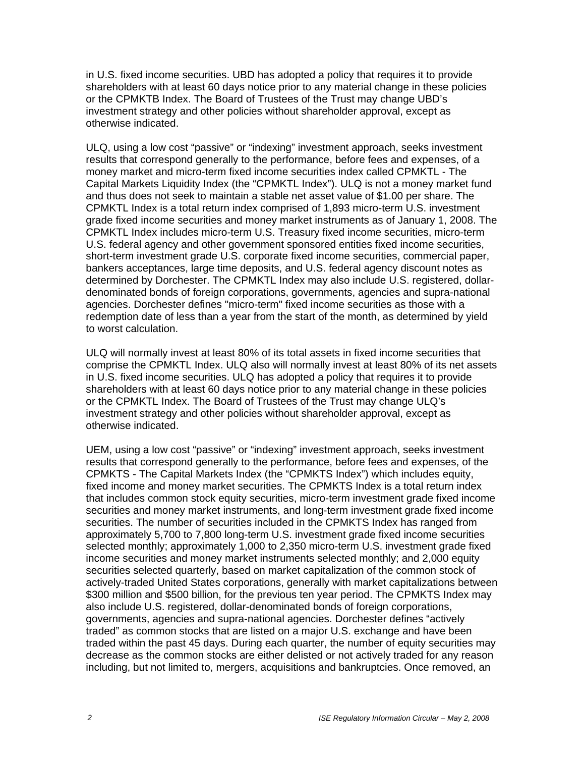in U.S. fixed income securities. UBD has adopted a policy that requires it to provide shareholders with at least 60 days notice prior to any material change in these policies or the CPMKTB Index. The Board of Trustees of the Trust may change UBD's investment strategy and other policies without shareholder approval, except as otherwise indicated.

ULQ, using a low cost "passive" or "indexing" investment approach, seeks investment results that correspond generally to the performance, before fees and expenses, of a money market and micro-term fixed income securities index called CPMKTL - The Capital Markets Liquidity Index (the "CPMKTL Index"). ULQ is not a money market fund and thus does not seek to maintain a stable net asset value of $1.00 per share. The CPMKTL Index is a total return index comprised of 1,893 micro-term U.S. investment grade fixed income securities and money market instruments as of January 1, 2008. The CPMKTL Index includes micro-term U.S. Treasury fixed income securities, micro-term U.S. federal agency and other government sponsored entities fixed income securities, short-term investment grade U.S. corporate fixed income securities, commercial paper, bankers acceptances, large time deposits, and U.S. federal agency discount notes as determined by Dorchester. The CPMKTL Index may also include U.S. registered, dollar-denominated bonds of foreign corporations, governments, agencies and supra-national agencies. Dorchester defines "micro-term" fixed income securities as those with a redemption date of less than a year from the start of the month, as determined by yield to worst calculation.

ULQ will normally invest at least 80% of its total assets in fixed income securities that comprise the CPMKTL Index. ULQ also will normally invest at least 80% of its net assets in U.S. fixed income securities. ULQ has adopted a policy that requires it to provide shareholders with at least 60 days notice prior to any material change in these policies or the CPMKTL Index. The Board of Trustees of the Trust may change ULQ's investment strategy and other policies without shareholder approval, except as otherwise indicated.

UEM, using a low cost "passive" or "indexing" investment approach, seeks investment results that correspond generally to the performance, before fees and expenses, of the CPMKTS - The Capital Markets Index (the "CPMKTS Index") which includes equity, fixed income and money market securities. The CPMKTS Index is a total return index that includes common stock equity securities, micro-term investment grade fixed income securities and money market instruments, and long-term investment grade fixed income securities. The number of securities included in the CPMKTS Index has ranged from approximately 5,700 to 7,800 long-term U.S. investment grade fixed income securities selected monthly; approximately 1,000 to 2,350 micro-term U.S. investment grade fixed income securities and money market instruments selected monthly; and 2,000 equity securities selected quarterly, based on market capitalization of the common stock of actively-traded United States corporations, generally with market capitalizations between $300 million and $500 billion, for the previous ten year period. The CPMKTS Index may also include U.S. registered, dollar-denominated bonds of foreign corporations, governments, agencies and supra-national agencies. Dorchester defines "actively traded" as common stocks that are listed on a major U.S. exchange and have been traded within the past 45 days. During each quarter, the number of equity securities may decrease as the common stocks are either delisted or not actively traded for any reason including, but not limited to, mergers, acquisitions and bankruptcies. Once removed, an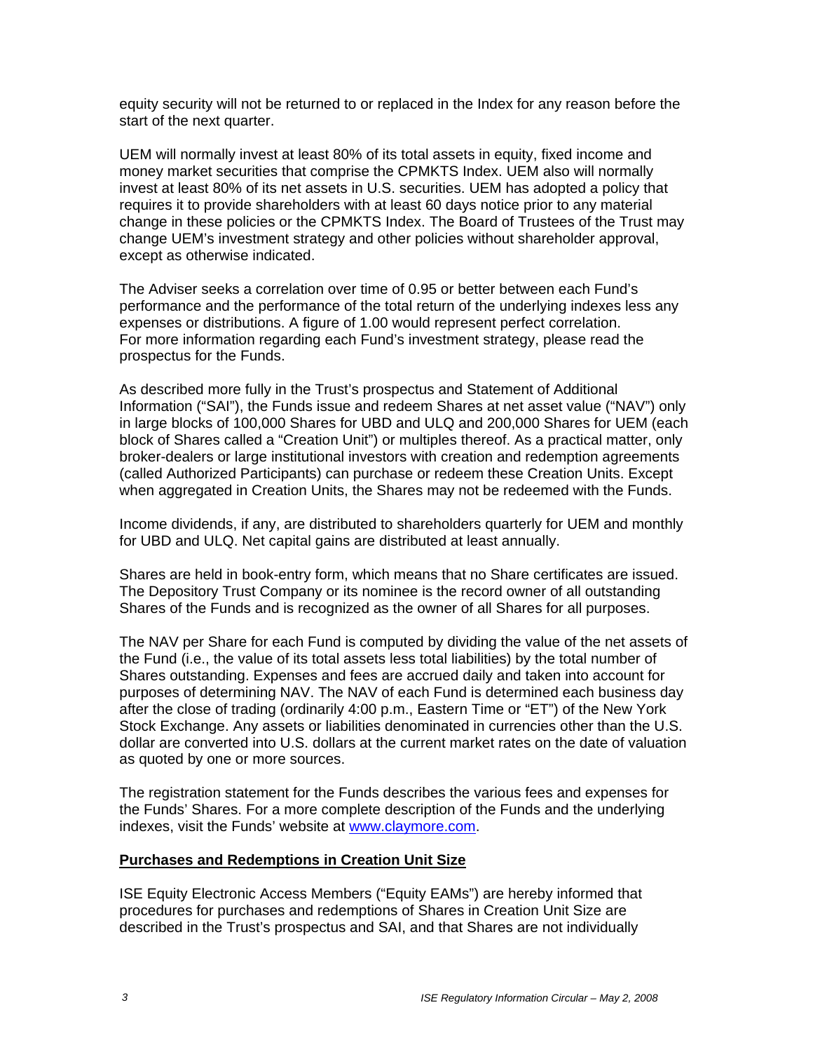equity security will not be returned to or replaced in the Index for any reason before the start of the next quarter.

UEM will normally invest at least 80% of its total assets in equity, fixed income and money market securities that comprise the CPMKTS Index. UEM also will normally invest at least 80% of its net assets in U.S. securities. UEM has adopted a policy that requires it to provide shareholders with at least 60 days notice prior to any material change in these policies or the CPMKTS Index. The Board of Trustees of the Trust may change UEM's investment strategy and other policies without shareholder approval, except as otherwise indicated.

The Adviser seeks a correlation over time of 0.95 or better between each Fund's performance and the performance of the total return of the underlying indexes less any expenses or distributions. A figure of 1.00 would represent perfect correlation. For more information regarding each Fund's investment strategy, please read the prospectus for the Funds.

As described more fully in the Trust's prospectus and Statement of Additional Information ("SAI"), the Funds issue and redeem Shares at net asset value ("NAV") only in large blocks of 100,000 Shares for UBD and ULQ and 200,000 Shares for UEM (each block of Shares called a "Creation Unit") or multiples thereof. As a practical matter, only broker-dealers or large institutional investors with creation and redemption agreements (called Authorized Participants) can purchase or redeem these Creation Units. Except when aggregated in Creation Units, the Shares may not be redeemed with the Funds.

Income dividends, if any, are distributed to shareholders quarterly for UEM and monthly for UBD and ULQ. Net capital gains are distributed at least annually.

Shares are held in book-entry form, which means that no Share certificates are issued. The Depository Trust Company or its nominee is the record owner of all outstanding Shares of the Funds and is recognized as the owner of all Shares for all purposes.

The NAV per Share for each Fund is computed by dividing the value of the net assets of the Fund (i.e., the value of its total assets less total liabilities) by the total number of Shares outstanding. Expenses and fees are accrued daily and taken into account for purposes of determining NAV. The NAV of each Fund is determined each business day after the close of trading (ordinarily 4:00 p.m., Eastern Time or "ET") of the New York Stock Exchange. Any assets or liabilities denominated in currencies other than the U.S. dollar are converted into U.S. dollars at the current market rates on the date of valuation as quoted by one or more sources.

The registration statement for the Funds describes the various fees and expenses for the Funds' Shares. For a more complete description of the Funds and the underlying indexes, visit the Funds' website at www.claymore.com.

**Purchases and Redemptions in Creation Unit Size**

ISE Equity Electronic Access Members ("Equity EAMs") are hereby informed that procedures for purchases and redemptions of Shares in Creation Unit Size are described in the Trust's prospectus and SAI, and that Shares are not individually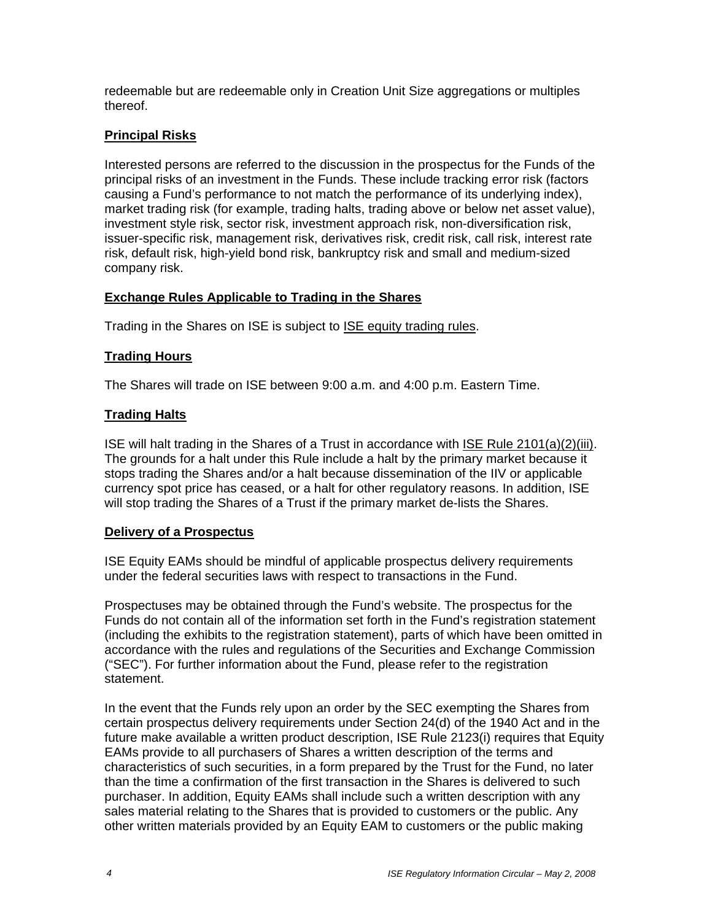redeemable but are redeemable only in Creation Unit Size aggregations or multiples thereof.

## Principal Risks

Interested persons are referred to the discussion in the prospectus for the Funds of the principal risks of an investment in the Funds. These include tracking error risk (factors causing a Fund's performance to not match the performance of its underlying index), market trading risk (for example, trading halts, trading above or below net asset value), investment style risk, sector risk, investment approach risk, non-diversification risk, issuer-specific risk, management risk, derivatives risk, credit risk, call risk, interest rate risk, default risk, high-yield bond risk, bankruptcy risk and small and medium-sized company risk.

## Exchange Rules Applicable to Trading in the Shares

Trading in the Shares on ISE is subject to ISE equity trading rules.

## Trading Hours

The Shares will trade on ISE between 9:00 a.m. and 4:00 p.m. Eastern Time.

## Trading Halts

ISE will halt trading in the Shares of a Trust in accordance with ISE Rule 2101(a)(2)(iii). The grounds for a halt under this Rule include a halt by the primary market because it stops trading the Shares and/or a halt because dissemination of the IIV or applicable currency spot price has ceased, or a halt for other regulatory reasons. In addition, ISE will stop trading the Shares of a Trust if the primary market de-lists the Shares.

## Delivery of a Prospectus

ISE Equity EAMs should be mindful of applicable prospectus delivery requirements under the federal securities laws with respect to transactions in the Fund.

Prospectuses may be obtained through the Fund's website. The prospectus for the Funds do not contain all of the information set forth in the Fund's registration statement (including the exhibits to the registration statement), parts of which have been omitted in accordance with the rules and regulations of the Securities and Exchange Commission ("SEC"). For further information about the Fund, please refer to the registration statement.

In the event that the Funds rely upon an order by the SEC exempting the Shares from certain prospectus delivery requirements under Section 24(d) of the 1940 Act and in the future make available a written product description, ISE Rule 2123(i) requires that Equity EAMs provide to all purchasers of Shares a written description of the terms and characteristics of such securities, in a form prepared by the Trust for the Fund, no later than the time a confirmation of the first transaction in the Shares is delivered to such purchaser. In addition, Equity EAMs shall include such a written description with any sales material relating to the Shares that is provided to customers or the public. Any other written materials provided by an Equity EAM to customers or the public making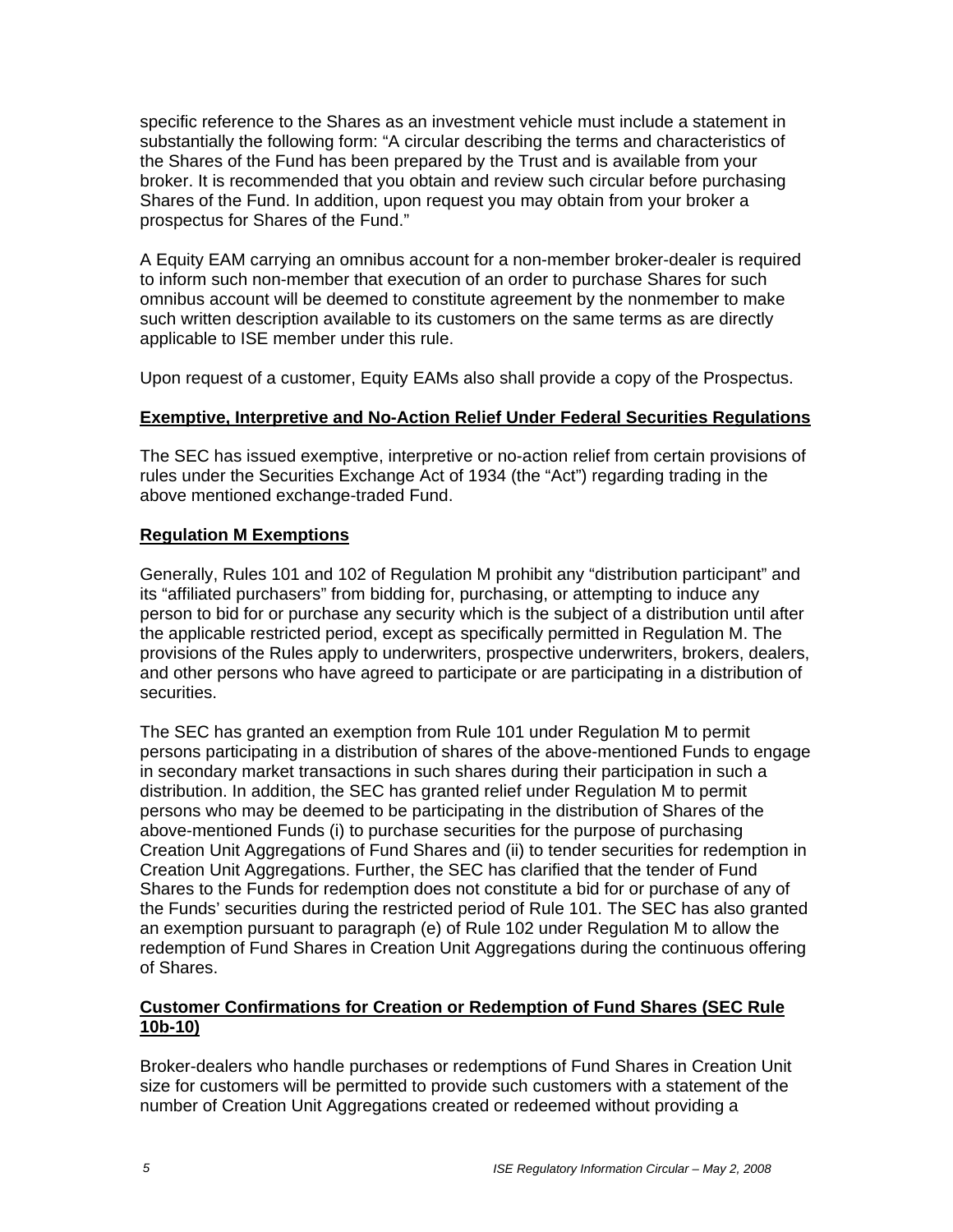specific reference to the Shares as an investment vehicle must include a statement in substantially the following form: "A circular describing the terms and characteristics of the Shares of the Fund has been prepared by the Trust and is available from your broker. It is recommended that you obtain and review such circular before purchasing Shares of the Fund. In addition, upon request you may obtain from your broker a prospectus for Shares of the Fund."

A Equity EAM carrying an omnibus account for a non-member broker-dealer is required to inform such non-member that execution of an order to purchase Shares for such omnibus account will be deemed to constitute agreement by the nonmember to make such written description available to its customers on the same terms as are directly applicable to ISE member under this rule.

Upon request of a customer, Equity EAMs also shall provide a copy of the Prospectus.

## Exemptive, Interpretive and No-Action Relief Under Federal Securities Regulations

The SEC has issued exemptive, interpretive or no-action relief from certain provisions of rules under the Securities Exchange Act of 1934 (the "Act") regarding trading in the above mentioned exchange-traded Fund.

## Regulation M Exemptions

Generally, Rules 101 and 102 of Regulation M prohibit any "distribution participant" and its "affiliated purchasers" from bidding for, purchasing, or attempting to induce any person to bid for or purchase any security which is the subject of a distribution until after the applicable restricted period, except as specifically permitted in Regulation M. The provisions of the Rules apply to underwriters, prospective underwriters, brokers, dealers, and other persons who have agreed to participate or are participating in a distribution of securities.

The SEC has granted an exemption from Rule 101 under Regulation M to permit persons participating in a distribution of shares of the above-mentioned Funds to engage in secondary market transactions in such shares during their participation in such a distribution. In addition, the SEC has granted relief under Regulation M to permit persons who may be deemed to be participating in the distribution of Shares of the above-mentioned Funds (i) to purchase securities for the purpose of purchasing Creation Unit Aggregations of Fund Shares and (ii) to tender securities for redemption in Creation Unit Aggregations. Further, the SEC has clarified that the tender of Fund Shares to the Funds for redemption does not constitute a bid for or purchase of any of the Funds' securities during the restricted period of Rule 101. The SEC has also granted an exemption pursuant to paragraph (e) of Rule 102 under Regulation M to allow the redemption of Fund Shares in Creation Unit Aggregations during the continuous offering of Shares.

## Customer Confirmations for Creation or Redemption of Fund Shares (SEC Rule 10b-10)

Broker-dealers who handle purchases or redemptions of Fund Shares in Creation Unit size for customers will be permitted to provide such customers with a statement of the number of Creation Unit Aggregations created or redeemed without providing a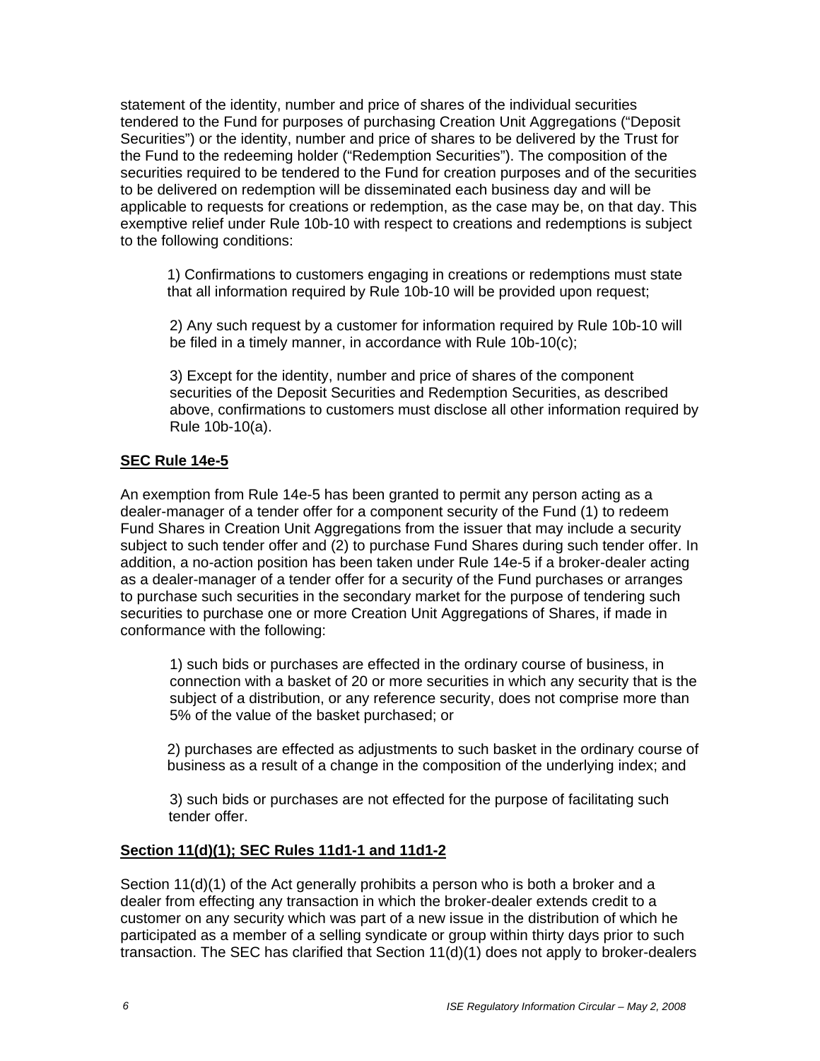statement of the identity, number and price of shares of the individual securities tendered to the Fund for purposes of purchasing Creation Unit Aggregations ("Deposit Securities") or the identity, number and price of shares to be delivered by the Trust for the Fund to the redeeming holder ("Redemption Securities"). The composition of the securities required to be tendered to the Fund for creation purposes and of the securities to be delivered on redemption will be disseminated each business day and will be applicable to requests for creations or redemption, as the case may be, on that day. This exemptive relief under Rule 10b-10 with respect to creations and redemptions is subject to the following conditions:

1) Confirmations to customers engaging in creations or redemptions must state that all information required by Rule 10b-10 will be provided upon request;

2) Any such request by a customer for information required by Rule 10b-10 will be filed in a timely manner, in accordance with Rule 10b-10(c);

3) Except for the identity, number and price of shares of the component securities of the Deposit Securities and Redemption Securities, as described above, confirmations to customers must disclose all other information required by Rule 10b-10(a).

**SEC Rule 14e-5**

An exemption from Rule 14e-5 has been granted to permit any person acting as a dealer-manager of a tender offer for a component security of the Fund (1) to redeem Fund Shares in Creation Unit Aggregations from the issuer that may include a security subject to such tender offer and (2) to purchase Fund Shares during such tender offer. In addition, a no-action position has been taken under Rule 14e-5 if a broker-dealer acting as a dealer-manager of a tender offer for a security of the Fund purchases or arranges to purchase such securities in the secondary market for the purpose of tendering such securities to purchase one or more Creation Unit Aggregations of Shares, if made in conformance with the following:

1) such bids or purchases are effected in the ordinary course of business, in connection with a basket of 20 or more securities in which any security that is the subject of a distribution, or any reference security, does not comprise more than 5% of the value of the basket purchased; or

2) purchases are effected as adjustments to such basket in the ordinary course of business as a result of a change in the composition of the underlying index; and

3) such bids or purchases are not effected for the purpose of facilitating such tender offer.

**Section 11(d)(1); SEC Rules 11d1-1 and 11d1-2**

Section 11(d)(1) of the Act generally prohibits a person who is both a broker and a dealer from effecting any transaction in which the broker-dealer extends credit to a customer on any security which was part of a new issue in the distribution of which he participated as a member of a selling syndicate or group within thirty days prior to such transaction. The SEC has clarified that Section 11(d)(1) does not apply to broker-dealers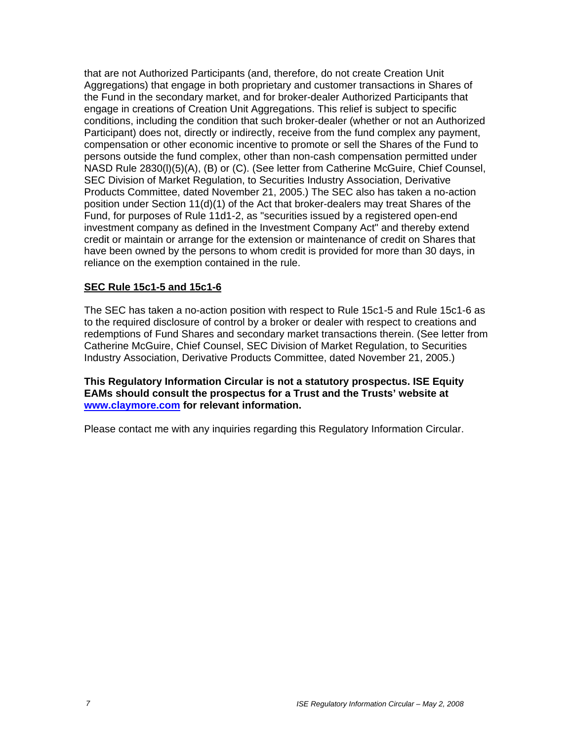that are not Authorized Participants (and, therefore, do not create Creation Unit Aggregations) that engage in both proprietary and customer transactions in Shares of the Fund in the secondary market, and for broker-dealer Authorized Participants that engage in creations of Creation Unit Aggregations. This relief is subject to specific conditions, including the condition that such broker-dealer (whether or not an Authorized Participant) does not, directly or indirectly, receive from the fund complex any payment, compensation or other economic incentive to promote or sell the Shares of the Fund to persons outside the fund complex, other than non-cash compensation permitted under NASD Rule 2830(l)(5)(A), (B) or (C). (See letter from Catherine McGuire, Chief Counsel, SEC Division of Market Regulation, to Securities Industry Association, Derivative Products Committee, dated November 21, 2005.) The SEC also has taken a no-action position under Section 11(d)(1) of the Act that broker-dealers may treat Shares of the Fund, for purposes of Rule 11d1-2, as "securities issued by a registered open-end investment company as defined in the Investment Company Act" and thereby extend credit or maintain or arrange for the extension or maintenance of credit on Shares that have been owned by the persons to whom credit is provided for more than 30 days, in reliance on the exemption contained in the rule.

**SEC Rule 15c1-5 and 15c1-6**

The SEC has taken a no-action position with respect to Rule 15c1-5 and Rule 15c1-6 as to the required disclosure of control by a broker or dealer with respect to creations and redemptions of Fund Shares and secondary market transactions therein. (See letter from Catherine McGuire, Chief Counsel, SEC Division of Market Regulation, to Securities Industry Association, Derivative Products Committee, dated November 21, 2005.)

**This Regulatory Information Circular is not a statutory prospectus. ISE Equity EAMs should consult the prospectus for a Trust and the Trusts' website at www.claymore.com for relevant information.**

Please contact me with any inquiries regarding this Regulatory Information Circular.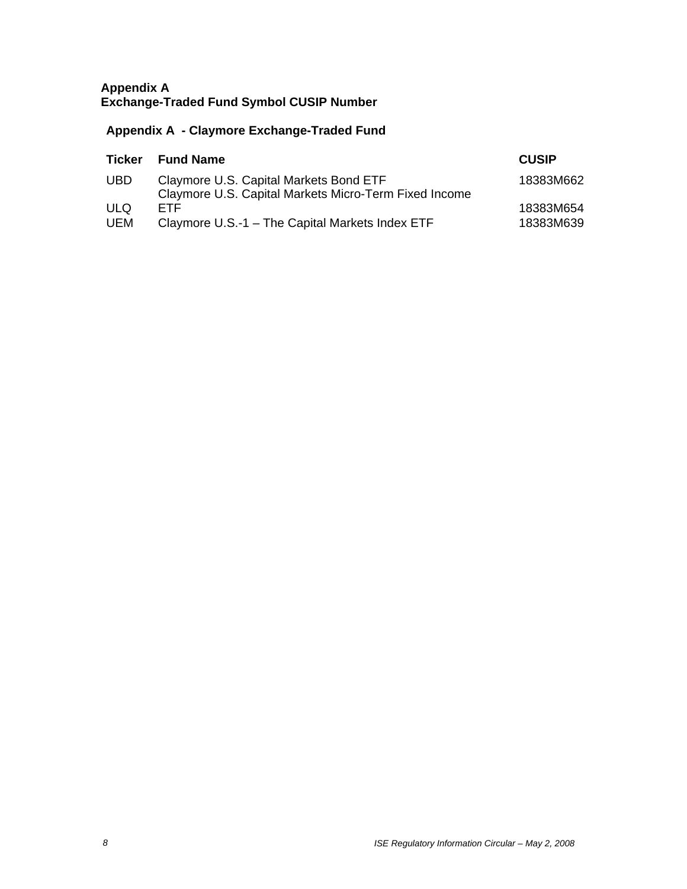**Appendix A**
**Exchange-Traded Fund Symbol CUSIP Number**

**Appendix A - Claymore Exchange-Traded Fund**

| Ticker | Fund Name | CUSIP |
|---|---|---|
| UBD | Claymore U.S. Capital Markets Bond ETF | 18383M662 |
| ULQ | Claymore U.S. Capital Markets Micro-Term Fixed Income ETF | 18383M654 |
| UEM | Claymore U.S.-1 – The Capital Markets Index ETF | 18383M639 |